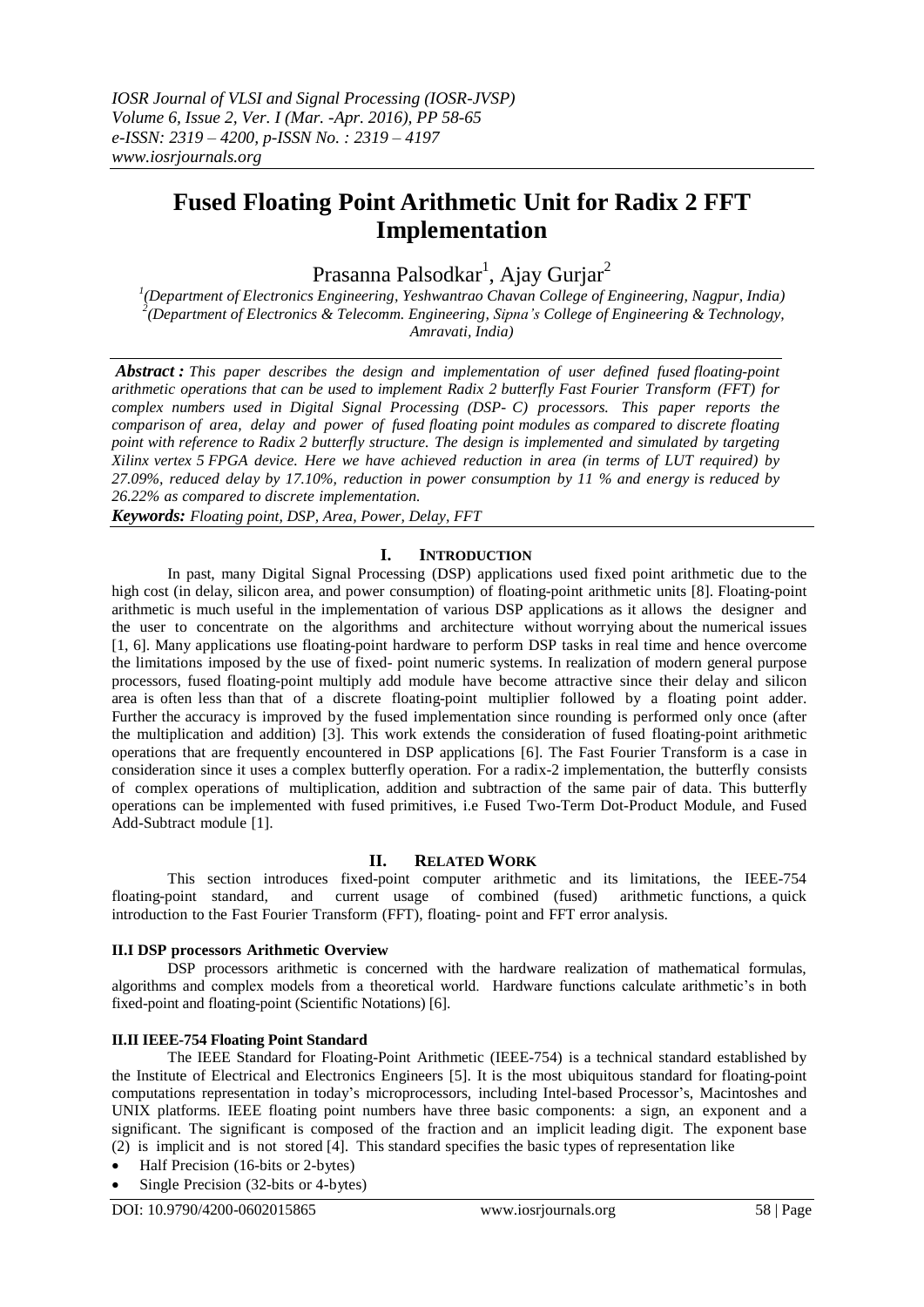# Fused Floating Point Arithmetic Unit for Radix 2 FFT Implementation

Prasanna Palsodkar[1], Ajay Gurjar[2]

[1](Department of Electronics Engineering, Yeshwantrao Chavan College of Engineering, Nagpur, India)
[2](Department of Electronics & Telecomm. Engineering, Sipna's College of Engineering & Technology, Amravati, India)

***Abstract :*** *This paper describes the design and implementation of user defined fused floating-point arithmetic operations that can be used to implement Radix 2 butterfly Fast Fourier Transform (FFT) for complex numbers used in Digital Signal Processing (DSP- C) processors. This paper reports the comparison of area, delay and power of fused floating point modules as compared to discrete floating point with reference to Radix 2 butterfly structure. The design is implemented and simulated by targeting Xilinx vertex 5 FPGA device. Here we have achieved reduction in area (in terms of LUT required) by 27.09%, reduced delay by 17.10%, reduction in power consumption by 11 % and energy is reduced by 26.22% as compared to discrete implementation.*

***Keywords:*** *Floating point, DSP, Area, Power, Delay, FFT*

## I. Introduction

In past, many Digital Signal Processing (DSP) applications used fixed point arithmetic due to the high cost (in delay, silicon area, and power consumption) of floating-point arithmetic units [8]. Floating-point arithmetic is much useful in the implementation of various DSP applications as it allows the designer and the user to concentrate on the algorithms and architecture without worrying about the numerical issues [1, 6]. Many applications use floating-point hardware to perform DSP tasks in real time and hence overcome the limitations imposed by the use of fixed- point numeric systems. In realization of modern general purpose processors, fused floating-point multiply add module have become attractive since their delay and silicon area is often less than that of a discrete floating-point multiplier followed by a floating point adder. Further the accuracy is improved by the fused implementation since rounding is performed only once (after the multiplication and addition) [3]. This work extends the consideration of fused floating-point arithmetic operations that are frequently encountered in DSP applications [6]. The Fast Fourier Transform is a case in consideration since it uses a complex butterfly operation. For a radix-2 implementation, the butterfly consists of complex operations of multiplication, addition and subtraction of the same pair of data. This butterfly operations can be implemented with fused primitives, i.e Fused Two-Term Dot-Product Module, and Fused Add-Subtract module [1].

## II. Related Work

This section introduces fixed-point computer arithmetic and its limitations, the IEEE-754 floating-point standard, and current usage of combined (fused) arithmetic functions, a quick introduction to the Fast Fourier Transform (FFT), floating- point and FFT error analysis.

### II.I DSP processors Arithmetic Overview

DSP processors arithmetic is concerned with the hardware realization of mathematical formulas, algorithms and complex models from a theoretical world. Hardware functions calculate arithmetic's in both fixed-point and floating-point (Scientific Notations) [6].

### II.II IEEE-754 Floating Point Standard

The IEEE Standard for Floating-Point Arithmetic (IEEE-754) is a technical standard established by the Institute of Electrical and Electronics Engineers [5]. It is the most ubiquitous standard for floating-point computations representation in today's microprocessors, including Intel-based Processor's, Macintoshes and UNIX platforms. IEEE floating point numbers have three basic components: a sign, an exponent and a significant. The significant is composed of the fraction and an implicit leading digit. The exponent base (2) is implicit and is not stored [4]. This standard specifies the basic types of representation like

- Half Precision (16-bits or 2-bytes)
- Single Precision (32-bits or 4-bytes)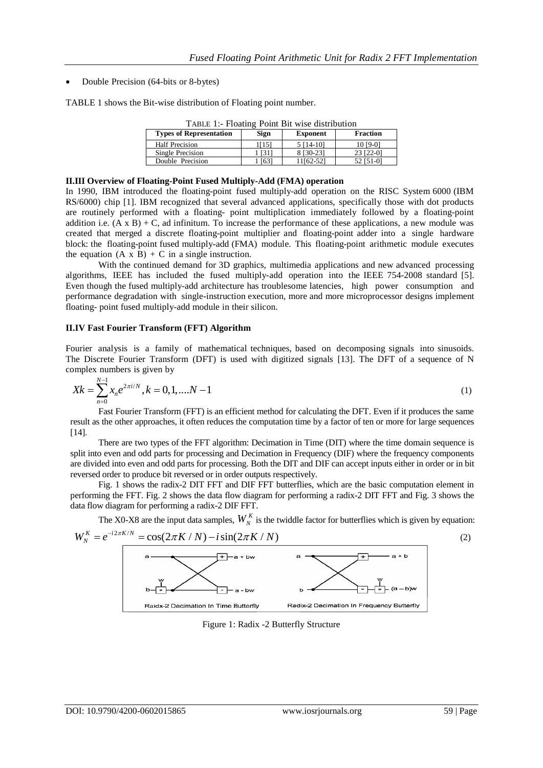- Double Precision (64-bits or 8-bytes)

TABLE 1 shows the Bit-wise distribution of Floating point number.

TABLE 1:- Floating Point Bit wise distribution

| Types of Representation | Sign | Exponent | Fraction |
|---|---|---|---|
| Half Precision | 1[15] | 5 [14-10] | 10 [9-0] |
| Single Precision | 1 [31] | 8 [30-23] | 23 [22-0] |
| Double Precision | 1 [63] | 11[62-52] | 52 [51-0] |

### II.III Overview of Floating-Point Fused Multiply-Add (FMA) operation

In 1990, IBM introduced the floating-point fused multiply-add operation on the RISC System 6000 (IBM RS/6000) chip [1]. IBM recognized that several advanced applications, specifically those with dot products are routinely performed with a floating- point multiplication immediately followed by a floating-point addition i.e. (A x B) + C, ad infinitum. To increase the performance of these applications, a new module was created that merged a discrete floating-point multiplier and floating-point adder into a single hardware block: the floating-point fused multiply-add (FMA) module. This floating-point arithmetic module executes the equation (A x B) + C in a single instruction.

With the continued demand for 3D graphics, multimedia applications and new advanced processing algorithms, IEEE has included the fused multiply-add operation into the IEEE 754-2008 standard [5]. Even though the fused multiply-add architecture has troublesome latencies, high power consumption and performance degradation with single-instruction execution, more and more microprocessor designs implement floating- point fused multiply-add module in their silicon.

### II.IV Fast Fourier Transform (FFT) Algorithm

Fourier analysis is a family of mathematical techniques, based on decomposing signals into sinusoids. The Discrete Fourier Transform (DFT) is used with digitized signals [13]. The DFT of a sequence of N complex numbers is given by

$$Xk = \sum_{n=0}^{N-1} x_n e^{2\pi i/N}, k = 0,1,....N-1 \tag{1}$$

Fast Fourier Transform (FFT) is an efficient method for calculating the DFT. Even if it produces the same result as the other approaches, it often reduces the computation time by a factor of ten or more for large sequences [14].

There are two types of the FFT algorithm: Decimation in Time (DIT) where the time domain sequence is split into even and odd parts for processing and Decimation in Frequency (DIF) where the frequency components are divided into even and odd parts for processing. Both the DIT and DIF can accept inputs either in order or in bit reversed order to produce bit reversed or in order outputs respectively.

Fig. 1 shows the radix-2 DIT FFT and DIF FFT butterflies, which are the basic computation element in performing the FFT. Fig. 2 shows the data flow diagram for performing a radix-2 DIT FFT and Fig. 3 shows the data flow diagram for performing a radix-2 DIF FFT.

The X0-X8 are the input data samples, $W_N^K$ is the twiddle factor for butterflies which is given by equation:

$$W_N^K = e^{-i2\pi K/N} = \cos(2\pi K/N) - i\sin(2\pi K/N) \tag{2}$$

Raidx-2 Decimation In Time Butterfly — Radix-2 Decimation In Frequency Butterfly

Figure 1: Radix -2 Butterfly Structure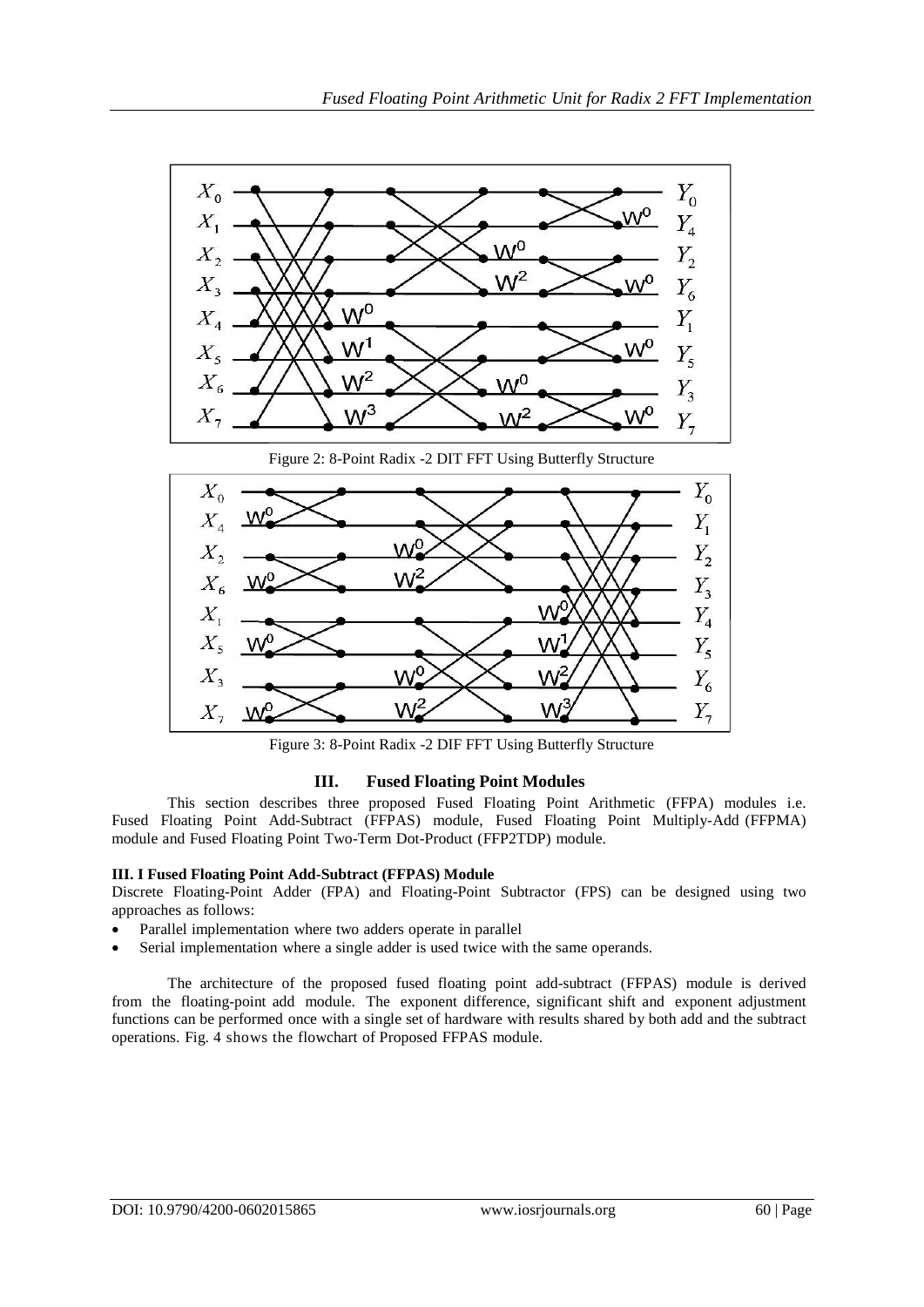Figure 2: 8-Point Radix -2 DIT FFT Using Butterfly Structure

Figure 3: 8-Point Radix -2 DIF FFT Using Butterfly Structure

## III. Fused Floating Point Modules

This section describes three proposed Fused Floating Point Arithmetic (FFPA) modules i.e. Fused Floating Point Add-Subtract (FFPAS) module, Fused Floating Point Multiply-Add (FFPMA) module and Fused Floating Point Two-Term Dot-Product (FFP2TDP) module.

### III. I Fused Floating Point Add-Subtract (FFPAS) Module

Discrete Floating-Point Adder (FPA) and Floating-Point Subtractor (FPS) can be designed using two approaches as follows:

- Parallel implementation where two adders operate in parallel
- Serial implementation where a single adder is used twice with the same operands.

The architecture of the proposed fused floating point add-subtract (FFPAS) module is derived from the floating-point add module. The exponent difference, significant shift and exponent adjustment functions can be performed once with a single set of hardware with results shared by both add and the subtract operations. Fig. 4 shows the flowchart of Proposed FFPAS module.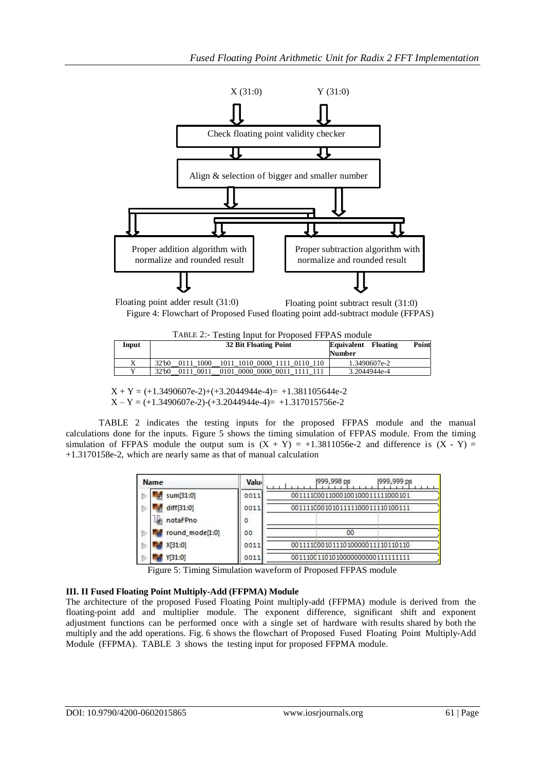X (31:0)        Y (31:0)

Check floating point validity checker

Align & selection of bigger and smaller number

Proper addition algorithm with normalize and rounded result

Proper subtraction algorithm with normalize and rounded result

Floating point adder result (31:0)        Floating point subtract result (31:0)

Figure 4: Flowchart of Proposed Fused floating point add-subtract module (FFPAS)

TABLE 2:- Testing Input for Proposed FFPAS module

| Input | 32 Bit Floating Point | Equivalent Floating Point Number |
|---|---|---|
| X | 32'b0 0111_1000 1011_1010_0000_1111_0110_110 | 1.3490607e-2 |
| Y | 32'b0 0111_0011 0101_0000_0000_0011_1111_111 | 3.2044944e-4 |

X + Y = (+1.3490607e-2)+(+3.2044944e-4)= +1.381105644e-2

X – Y = (+1.3490607e-2)-(+3.2044944e-4)= +1.317015756e-2

TABLE 2 indicates the testing inputs for the proposed FFPAS module and the manual calculations done for the inputs. Figure 5 shows the timing simulation of FFPAS module. From the timing simulation of FFPAS module the output sum is (X + Y) = +1.3811056e-2 and difference is (X - Y) = +1.3170158e-2, which are nearly same as that of manual calculation

| Name | Value | 999,998 ps | 999,999 ps |
|---|---|---|---|
| sum[31:0] | 0011 | 00111100011000100100011111000101 | |
| diff[31:0] | 0011 | 00111100010101111100011110100111 | |
| notaFPno | 0 | | |
| round_mode[1:0] | 00 | 00 | |
| X[31:0] | 0011 | 00111100010111010000011110110110 | |
| Y[31:0] | 0011 | 00111001101010000000000111111111 | |

Figure 5: Timing Simulation waveform of Proposed FFPAS module

### III. II Fused Floating Point Multiply-Add (FFPMA) Module

The architecture of the proposed Fused Floating Point multiply-add (FFPMA) module is derived from the floating-point add and multiplier module. The exponent difference, significant shift and exponent adjustment functions can be performed once with a single set of hardware with results shared by both the multiply and the add operations. Fig. 6 shows the flowchart of Proposed Fused Floating Point Multiply-Add Module (FFPMA). TABLE 3 shows the testing input for proposed FFPMA module.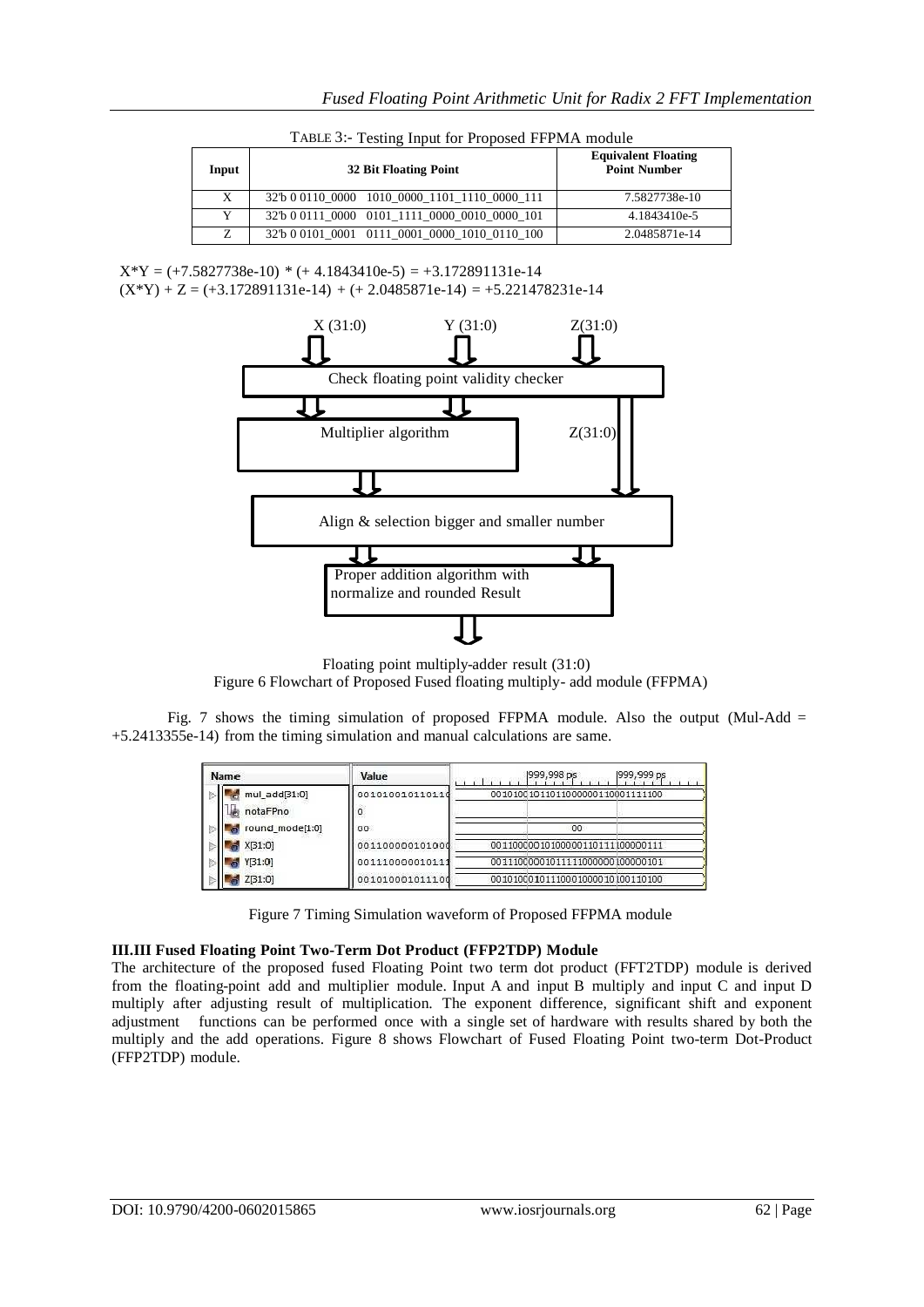TABLE 3:- Testing Input for Proposed FFPMA module

| Input | 32 Bit Floating Point | Equivalent Floating Point Number |
|---|---|---|
| X | 32'b 0 0110_0000 1010_0000_1101_1110_0000_111 | 7.5827738e-10 |
| Y | 32'b 0 0111_0000 0101_1111_0000_0010_0000_101 | 4.1843410e-5 |
| Z | 32'b 0 0101_0001 0111_0001_0000_1010_0110_100 | 2.0485871e-14 |

X\*Y = (+7.5827738e-10) \* (+ 4.1843410e-5) = +3.172891131e-14
(X\*Y) + Z = (+3.172891131e-14) + (+ 2.0485871e-14) = +5.221478231e-14

Floating point multiply-adder result (31:0)
Figure 6 Flowchart of Proposed Fused floating multiply- add module (FFPMA)

Fig. 7 shows the timing simulation of proposed FFPMA module. Also the output (Mul-Add = +5.2413355e-14) from the timing simulation and manual calculations are same.

Figure 7 Timing Simulation waveform of Proposed FFPMA module

### III.III Fused Floating Point Two-Term Dot Product (FFP2TDP) Module

The architecture of the proposed fused Floating Point two term dot product (FFT2TDP) module is derived from the floating-point add and multiplier module. Input A and input B multiply and input C and input D multiply after adjusting result of multiplication. The exponent difference, significant shift and exponent adjustment functions can be performed once with a single set of hardware with results shared by both the multiply and the add operations. Figure 8 shows Flowchart of Fused Floating Point two-term Dot-Product (FFP2TDP) module.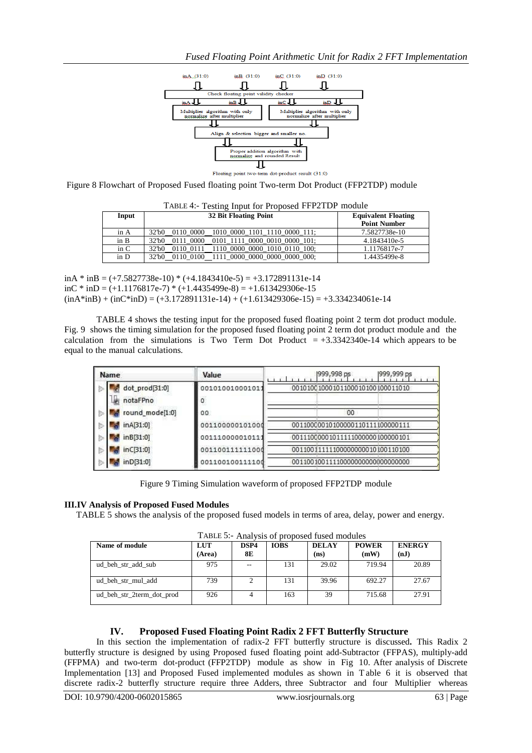Figure 8 Flowchart of Proposed Fused floating point Two-term Dot Product (FFP2TDP) module

TABLE 4:- Testing Input for Proposed FFP2TDP module

| Input | 32 Bit Floating Point | Equivalent Floating Point Number |
|---|---|---|
| in A | 32'b0__0110_0000__1010_0000_1101_1110_0000_111; | 7.5827738e-10 |
| in B | 32'b0__0111_0000__0101_1111_0000_0010_0000_101; | 4.1843410e-5 |
| in C | 32'b0__0110_0111__1110_0000_0000_1010_0110_100; | 1.1176817e-7 |
| in D | 32'b0__0110_0100__1111_0000_0000_0000_0000_000; | 1.4435499e-8 |

inA * inB = (+7.5827738e-10) * (+4.1843410e-5) = +3.172891131e-14
inC * inD = (+1.1176817e-7) * (+1.4435499e-8) = +1.613429306e-15
(inA*inB) + (inC*inD) = (+3.172891131e-14) + (+1.613429306e-15) = +3.334234061e-14

TABLE 4 shows the testing input for the proposed fused floating point 2 term dot product module. Fig. 9 shows the timing simulation for the proposed fused floating point 2 term dot product module and the calculation from the simulations is Two Term Dot Product = +3.3342340e-14 which appears to be equal to the manual calculations.

Figure 9 Timing Simulation waveform of proposed FFP2TDP module

### III.IV Analysis of Proposed Fused Modules

TABLE 5 shows the analysis of the proposed fused models in terms of area, delay, power and energy.

TABLE 5:- Analysis of proposed fused modules

| Name of module | LUT (Area) | DSP48E | IOBS | DELAY (ns) | POWER (mW) | ENERGY (nJ) |
|---|---|---|---|---|---|---|
| ud_beh_str_add_sub | 975 | -- | 131 | 29.02 | 719.94 | 20.89 |
| ud_beh_str_mul_add | 739 | 2 | 131 | 39.96 | 692.27 | 27.67 |
| ud_beh_str_2term_dot_prod | 926 | 4 | 163 | 39 | 715.68 | 27.91 |

## IV. Proposed Fused Floating Point Radix 2 FFT Butterfly Structure

In this section the implementation of radix-2 FFT butterfly structure is discussed**.** This Radix 2 butterfly structure is designed by using Proposed fused floating point add-Subtractor (FFPAS), multiply-add (FFPMA) and two-term dot-product (FFP2TDP) module as show in Fig 10. After analysis of Discrete Implementation [13] and Proposed Fused implemented modules as shown in Table 6 it is observed that discrete radix-2 butterfly structure require three Adders, three Subtractor and four Multiplier whereas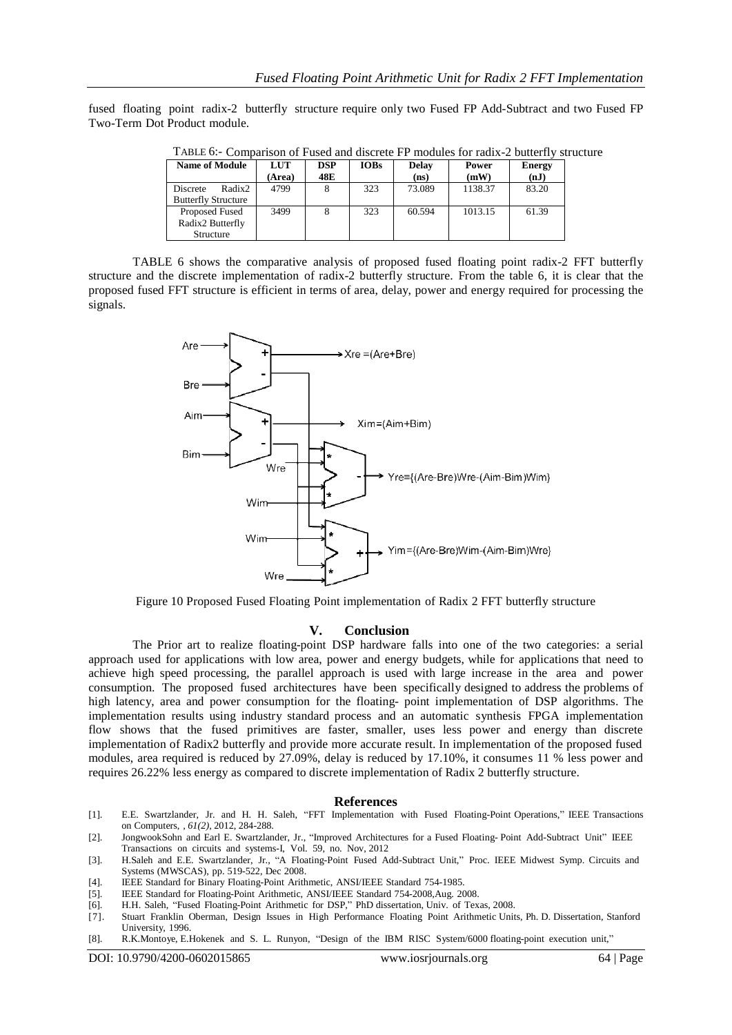fused floating point radix-2 butterfly structure require only two Fused FP Add-Subtract and two Fused FP Two-Term Dot Product module.

TABLE 6:- Comparison of Fused and discrete FP modules for radix-2 butterfly structure

| Name of Module | LUT (Area) | DSP 48E | IOBs | Delay (ns) | Power (mW) | Energy (nJ) |
|---|---|---|---|---|---|---|
| Discrete Radix2 Butterfly Structure | 4799 | 8 | 323 | 73.089 | 1138.37 | 83.20 |
| Proposed Fused Radix2 Butterfly Structure | 3499 | 8 | 323 | 60.594 | 1013.15 | 61.39 |

TABLE 6 shows the comparative analysis of proposed fused floating point radix-2 FFT butterfly structure and the discrete implementation of radix-2 butterfly structure. From the table 6, it is clear that the proposed fused FFT structure is efficient in terms of area, delay, power and energy required for processing the signals.

Figure 10 Proposed Fused Floating Point implementation of Radix 2 FFT butterfly structure

## V. Conclusion

The Prior art to realize floating-point DSP hardware falls into one of the two categories: a serial approach used for applications with low area, power and energy budgets, while for applications that need to achieve high speed processing, the parallel approach is used with large increase in the area and power consumption. The proposed fused architectures have been specifically designed to address the problems of high latency, area and power consumption for the floating- point implementation of DSP algorithms. The implementation results using industry standard process and an automatic synthesis FPGA implementation flow shows that the fused primitives are faster, smaller, uses less power and energy than discrete implementation of Radix2 butterfly and provide more accurate result. In implementation of the proposed fused modules, area required is reduced by 27.09%, delay is reduced by 17.10%, it consumes 11 % less power and requires 26.22% less energy as compared to discrete implementation of Radix 2 butterfly structure.

## References

[1]. E.E. Swartzlander, Jr. and H. H. Saleh, "FFT Implementation with Fused Floating-Point Operations," IEEE Transactions on Computers, , *61(2)*, 2012, 284-288.

[2]. JongwookSohn and Earl E. Swartzlander, Jr., "Improved Architectures for a Fused Floating- Point Add-Subtract Unit" IEEE Transactions on circuits and systems-I, Vol. 59, no. Nov, 2012

[3]. H.Saleh and E.E. Swartzlander, Jr., "A Floating-Point Fused Add-Subtract Unit," Proc. IEEE Midwest Symp. Circuits and Systems (MWSCAS), pp. 519-522, Dec 2008.

[4]. IEEE Standard for Binary Floating-Point Arithmetic, ANSI/IEEE Standard 754-1985.

[5]. IEEE Standard for Floating-Point Arithmetic, ANSI/IEEE Standard 754-2008,Aug. 2008.

[6]. H.H. Saleh, "Fused Floating-Point Arithmetic for DSP," PhD dissertation, Univ. of Texas, 2008.

[7]. Stuart Franklin Oberman, Design Issues in High Performance Floating Point Arithmetic Units, Ph. D. Dissertation, Stanford University, 1996.

[8]. R.K.Montoye, E.Hokenek and S. L. Runyon, "Design of the IBM RISC System/6000 floating-point execution unit,"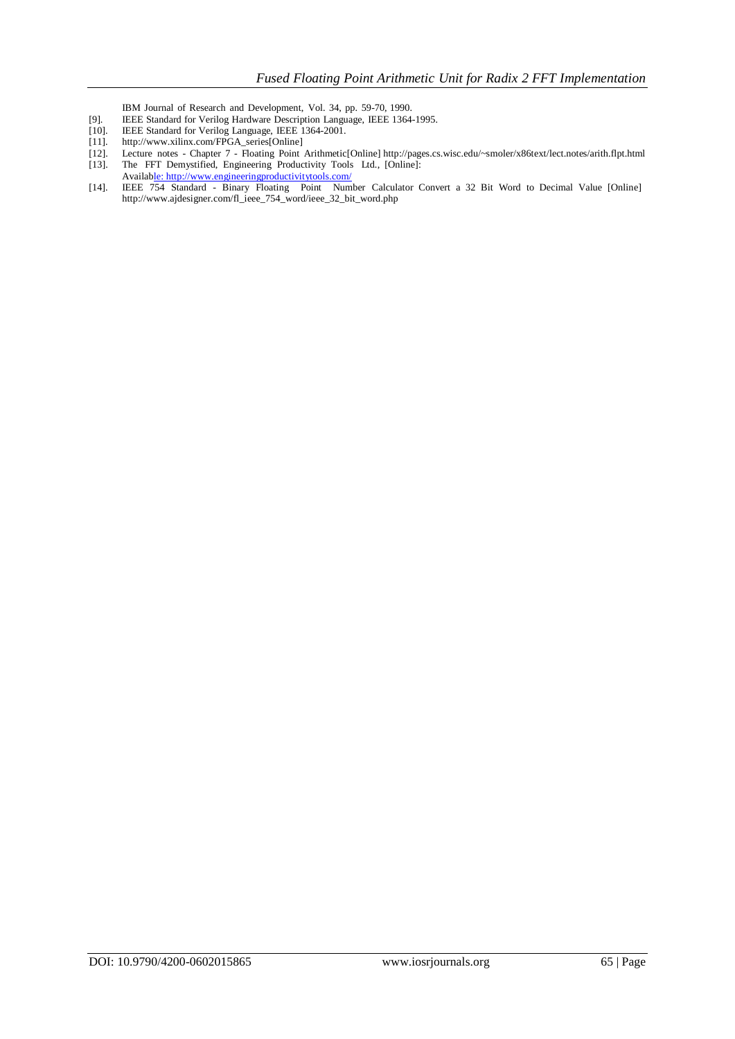IBM Journal of Research and Development, Vol. 34, pp. 59-70, 1990.

[9]. IEEE Standard for Verilog Hardware Description Language, IEEE 1364-1995.

[10]. IEEE Standard for Verilog Language, IEEE 1364-2001.

[11]. http://www.xilinx.com/FPGA_series[Online]

[12]. Lecture notes - Chapter 7 - Floating Point Arithmetic[Online] http://pages.cs.wisc.edu/~smoler/x86text/lect.notes/arith.flpt.html

[13]. The FFT Demystified, Engineering Productivity Tools Ltd., [Online]: Available: http://www.engineeringproductivitytools.com/

[14]. IEEE 754 Standard - Binary Floating Point Number Calculator Convert a 32 Bit Word to Decimal Value [Online] http://www.ajdesigner.com/fl_ieee_754_word/ieee_32_bit_word.php